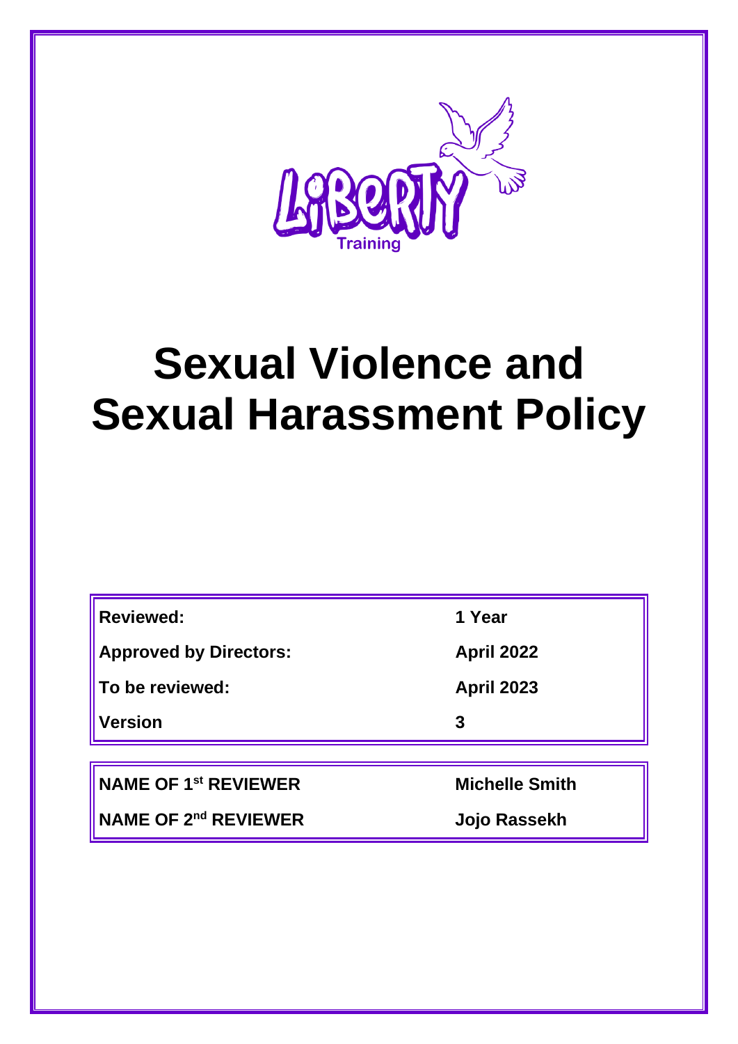LiBeRTY

Training

# Sexual Violence and Sexual Harassment Policy

| | |
|---|---|
| **Reviewed:** | **1 Year** |
| **Approved by Directors:** | **April 2022** |
| **To be reviewed:** | **April 2023** |
| **Version** | **3** |

| | |
|---|---|
| **NAME OF 1st REVIEWER** | **Michelle Smith** |
| **NAME OF 2nd REVIEWER** | **Jojo Rassekh** |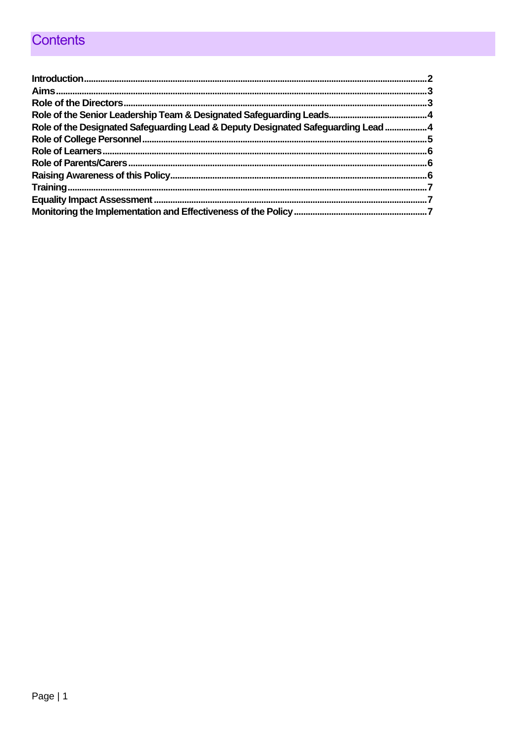# Contents

| | |
|---|---|
| **Introduction** | **2** |
| **Aims** | **3** |
| **Role of the Directors** | **3** |
| **Role of the Senior Leadership Team & Designated Safeguarding Leads** | **4** |
| **Role of the Designated Safeguarding Lead & Deputy Designated Safeguarding Lead** | **4** |
| **Role of College Personnel** | **5** |
| **Role of Learners** | **6** |
| **Role of Parents/Carers** | **6** |
| **Raising Awareness of this Policy** | **6** |
| **Training** | **7** |
| **Equality Impact Assessment** | **7** |
| **Monitoring the Implementation and Effectiveness of the Policy** | **7** |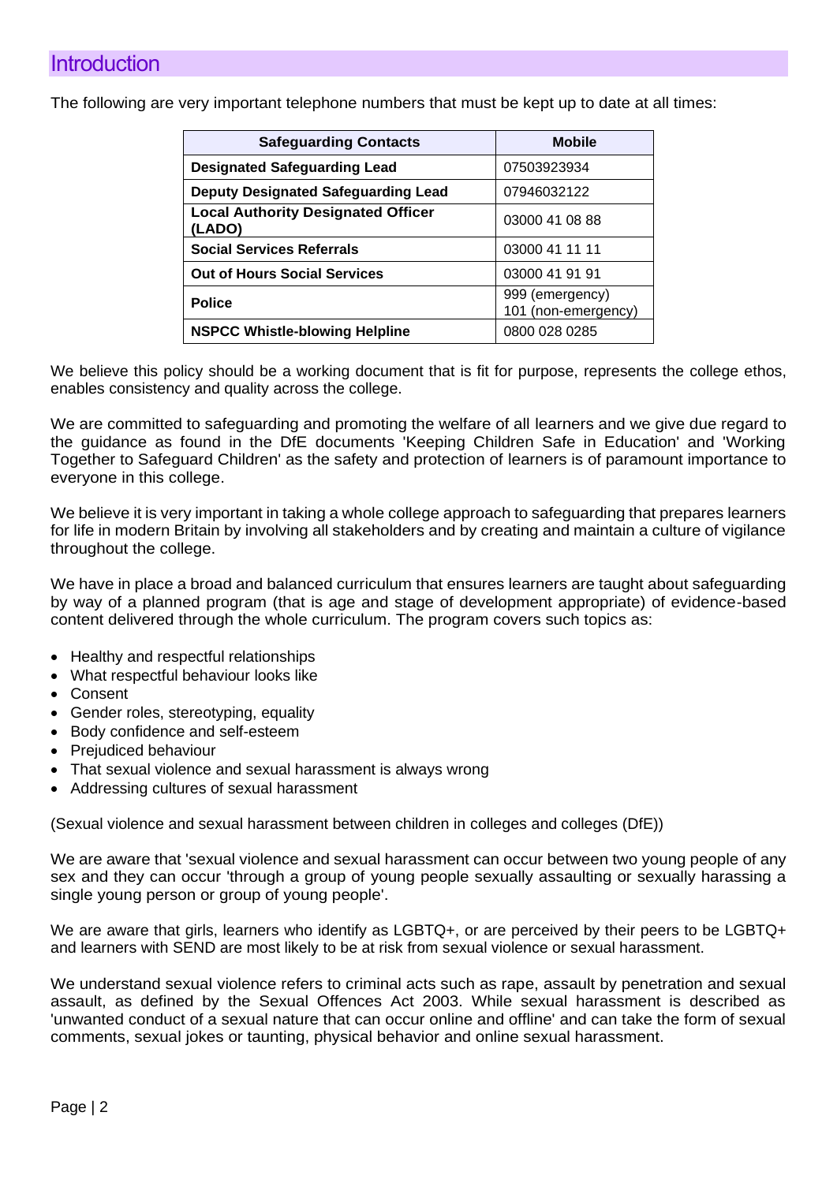## Introduction

The following are very important telephone numbers that must be kept up to date at all times:

| Safeguarding Contacts | Mobile |
|---|---|
| **Designated Safeguarding Lead** | 07503923934 |
| **Deputy Designated Safeguarding Lead** | 07946032122 |
| **Local Authority Designated Officer (LADO)** | 03000 41 08 88 |
| **Social Services Referrals** | 03000 41 11 11 |
| **Out of Hours Social Services** | 03000 41 91 91 |
| **Police** | 999 (emergency) 101 (non-emergency) |
| **NSPCC Whistle-blowing Helpline** | 0800 028 0285 |

We believe this policy should be a working document that is fit for purpose, represents the college ethos, enables consistency and quality across the college.

We are committed to safeguarding and promoting the welfare of all learners and we give due regard to the guidance as found in the DfE documents 'Keeping Children Safe in Education' and 'Working Together to Safeguard Children' as the safety and protection of learners is of paramount importance to everyone in this college.

We believe it is very important in taking a whole college approach to safeguarding that prepares learners for life in modern Britain by involving all stakeholders and by creating and maintain a culture of vigilance throughout the college.

We have in place a broad and balanced curriculum that ensures learners are taught about safeguarding by way of a planned program (that is age and stage of development appropriate) of evidence-based content delivered through the whole curriculum. The program covers such topics as:

- Healthy and respectful relationships
- What respectful behaviour looks like
- Consent
- Gender roles, stereotyping, equality
- Body confidence and self-esteem
- Prejudiced behaviour
- That sexual violence and sexual harassment is always wrong
- Addressing cultures of sexual harassment

(Sexual violence and sexual harassment between children in colleges and colleges (DfE))

We are aware that 'sexual violence and sexual harassment can occur between two young people of any sex and they can occur 'through a group of young people sexually assaulting or sexually harassing a single young person or group of young people'.

We are aware that girls, learners who identify as LGBTQ+, or are perceived by their peers to be LGBTQ+ and learners with SEND are most likely to be at risk from sexual violence or sexual harassment.

We understand sexual violence refers to criminal acts such as rape, assault by penetration and sexual assault, as defined by the Sexual Offences Act 2003. While sexual harassment is described as 'unwanted conduct of a sexual nature that can occur online and offline' and can take the form of sexual comments, sexual jokes or taunting, physical behavior and online sexual harassment.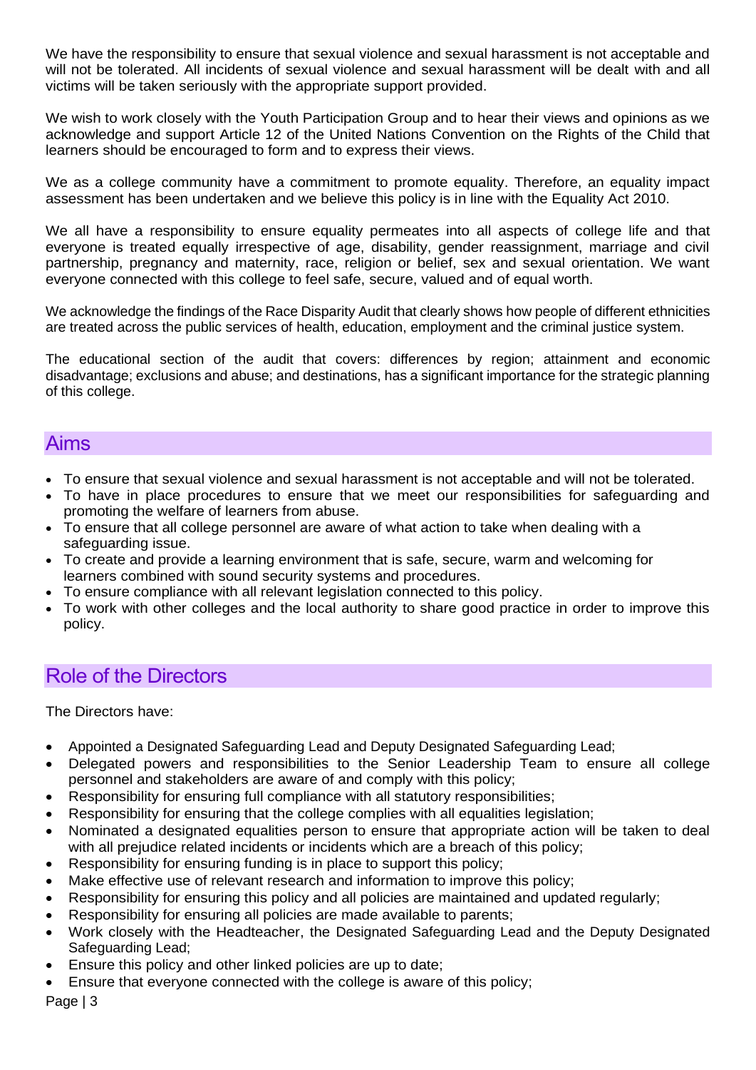We have the responsibility to ensure that sexual violence and sexual harassment is not acceptable and will not be tolerated. All incidents of sexual violence and sexual harassment will be dealt with and all victims will be taken seriously with the appropriate support provided.

We wish to work closely with the Youth Participation Group and to hear their views and opinions as we acknowledge and support Article 12 of the United Nations Convention on the Rights of the Child that learners should be encouraged to form and to express their views.

We as a college community have a commitment to promote equality. Therefore, an equality impact assessment has been undertaken and we believe this policy is in line with the Equality Act 2010.

We all have a responsibility to ensure equality permeates into all aspects of college life and that everyone is treated equally irrespective of age, disability, gender reassignment, marriage and civil partnership, pregnancy and maternity, race, religion or belief, sex and sexual orientation. We want everyone connected with this college to feel safe, secure, valued and of equal worth.

We acknowledge the findings of the Race Disparity Audit that clearly shows how people of different ethnicities are treated across the public services of health, education, employment and the criminal justice system.

The educational section of the audit that covers: differences by region; attainment and economic disadvantage; exclusions and abuse; and destinations, has a significant importance for the strategic planning of this college.

## Aims

- To ensure that sexual violence and sexual harassment is not acceptable and will not be tolerated.
- To have in place procedures to ensure that we meet our responsibilities for safeguarding and promoting the welfare of learners from abuse.
- To ensure that all college personnel are aware of what action to take when dealing with a safeguarding issue.
- To create and provide a learning environment that is safe, secure, warm and welcoming for learners combined with sound security systems and procedures.
- To ensure compliance with all relevant legislation connected to this policy.
- To work with other colleges and the local authority to share good practice in order to improve this policy.

## Role of the Directors

The Directors have:

- Appointed a Designated Safeguarding Lead and Deputy Designated Safeguarding Lead;
- Delegated powers and responsibilities to the Senior Leadership Team to ensure all college personnel and stakeholders are aware of and comply with this policy;
- Responsibility for ensuring full compliance with all statutory responsibilities;
- Responsibility for ensuring that the college complies with all equalities legislation;
- Nominated a designated equalities person to ensure that appropriate action will be taken to deal with all prejudice related incidents or incidents which are a breach of this policy;
- Responsibility for ensuring funding is in place to support this policy;
- Make effective use of relevant research and information to improve this policy;
- Responsibility for ensuring this policy and all policies are maintained and updated regularly;
- Responsibility for ensuring all policies are made available to parents;
- Work closely with the Headteacher, the Designated Safeguarding Lead and the Deputy Designated Safeguarding Lead;
- Ensure this policy and other linked policies are up to date;
- Ensure that everyone connected with the college is aware of this policy;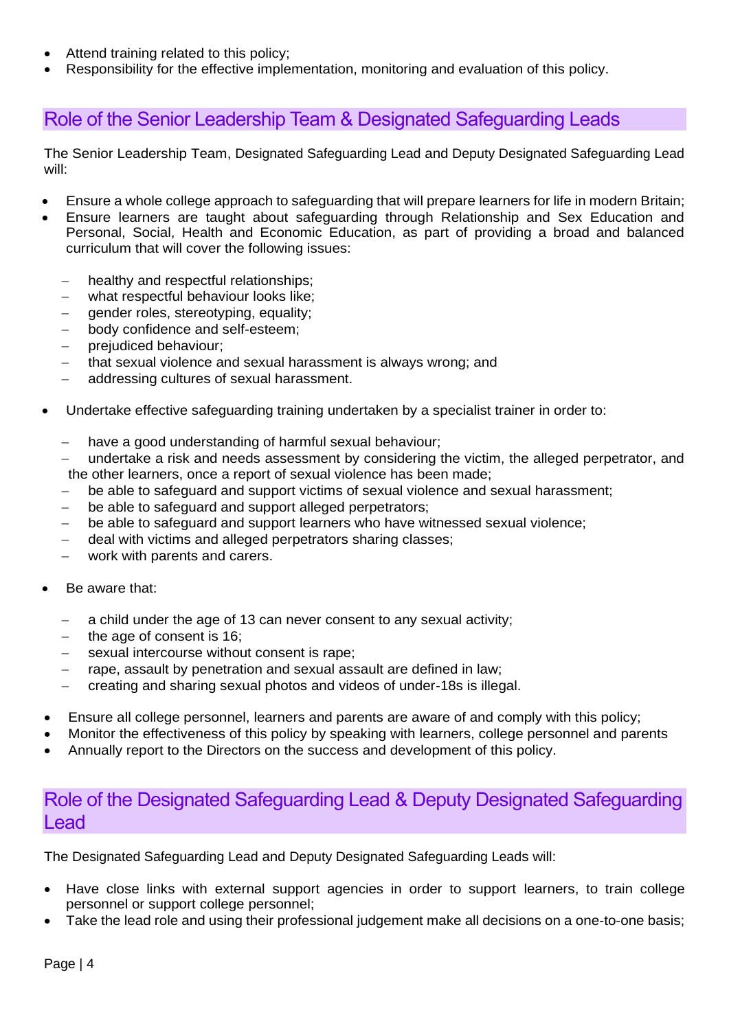- Attend training related to this policy;
- Responsibility for the effective implementation, monitoring and evaluation of this policy.

## Role of the Senior Leadership Team & Designated Safeguarding Leads

The Senior Leadership Team, Designated Safeguarding Lead and Deputy Designated Safeguarding Lead will:

- Ensure a whole college approach to safeguarding that will prepare learners for life in modern Britain;
- Ensure learners are taught about safeguarding through Relationship and Sex Education and Personal, Social, Health and Economic Education, as part of providing a broad and balanced curriculum that will cover the following issues:
  - healthy and respectful relationships;
  - what respectful behaviour looks like;
  - gender roles, stereotyping, equality;
  - body confidence and self-esteem;
  - prejudiced behaviour;
  - that sexual violence and sexual harassment is always wrong; and
  - addressing cultures of sexual harassment.
- Undertake effective safeguarding training undertaken by a specialist trainer in order to:
  - have a good understanding of harmful sexual behaviour;
  - undertake a risk and needs assessment by considering the victim, the alleged perpetrator, and the other learners, once a report of sexual violence has been made;
  - be able to safeguard and support victims of sexual violence and sexual harassment;
  - be able to safeguard and support alleged perpetrators;
  - be able to safeguard and support learners who have witnessed sexual violence;
  - deal with victims and alleged perpetrators sharing classes;
  - work with parents and carers.
- Be aware that:
  - a child under the age of 13 can never consent to any sexual activity;
  - the age of consent is 16;
  - sexual intercourse without consent is rape;
  - rape, assault by penetration and sexual assault are defined in law;
  - creating and sharing sexual photos and videos of under-18s is illegal.
- Ensure all college personnel, learners and parents are aware of and comply with this policy;
- Monitor the effectiveness of this policy by speaking with learners, college personnel and parents
- Annually report to the Directors on the success and development of this policy.

## Role of the Designated Safeguarding Lead & Deputy Designated Safeguarding Lead

The Designated Safeguarding Lead and Deputy Designated Safeguarding Leads will:

- Have close links with external support agencies in order to support learners, to train college personnel or support college personnel;
- Take the lead role and using their professional judgement make all decisions on a one-to-one basis;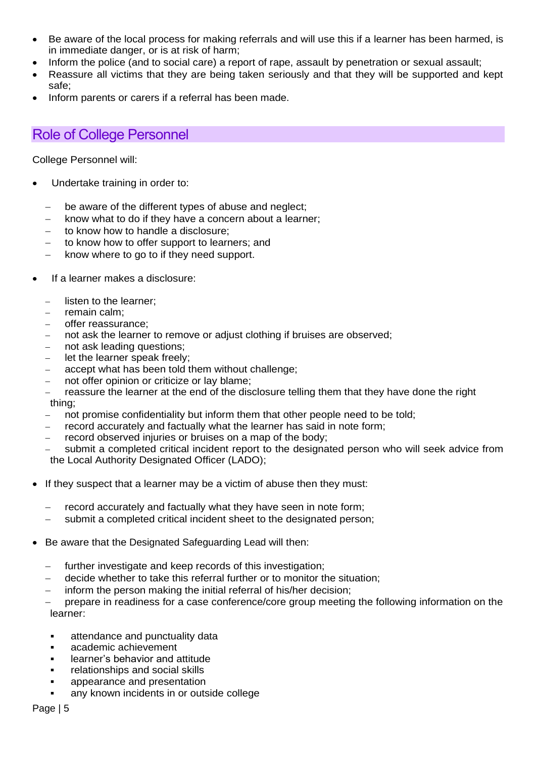- Be aware of the local process for making referrals and will use this if a learner has been harmed, is in immediate danger, or is at risk of harm;
- Inform the police (and to social care) a report of rape, assault by penetration or sexual assault;
- Reassure all victims that they are being taken seriously and that they will be supported and kept safe;
- Inform parents or carers if a referral has been made.

## Role of College Personnel

College Personnel will:

- Undertake training in order to:
  - be aware of the different types of abuse and neglect;
  - know what to do if they have a concern about a learner;
  - to know how to handle a disclosure;
  - to know how to offer support to learners; and
  - know where to go to if they need support.
- If a learner makes a disclosure:
  - listen to the learner;
  - remain calm;
  - offer reassurance;
  - not ask the learner to remove or adjust clothing if bruises are observed;
  - not ask leading questions;
  - let the learner speak freely;
  - accept what has been told them without challenge;
  - not offer opinion or criticize or lay blame;
  - reassure the learner at the end of the disclosure telling them that they have done the right thing;
  - not promise confidentiality but inform them that other people need to be told;
  - record accurately and factually what the learner has said in note form;
  - record observed injuries or bruises on a map of the body;
  - submit a completed critical incident report to the designated person who will seek advice from the Local Authority Designated Officer (LADO);
- If they suspect that a learner may be a victim of abuse then they must:
  - record accurately and factually what they have seen in note form;
  - submit a completed critical incident sheet to the designated person;
- Be aware that the Designated Safeguarding Lead will then:
  - further investigate and keep records of this investigation;
  - decide whether to take this referral further or to monitor the situation;
  - inform the person making the initial referral of his/her decision;
  - prepare in readiness for a case conference/core group meeting the following information on the learner:
    - attendance and punctuality data
    - academic achievement
    - learner's behavior and attitude
    - relationships and social skills
    - appearance and presentation
    - any known incidents in or outside college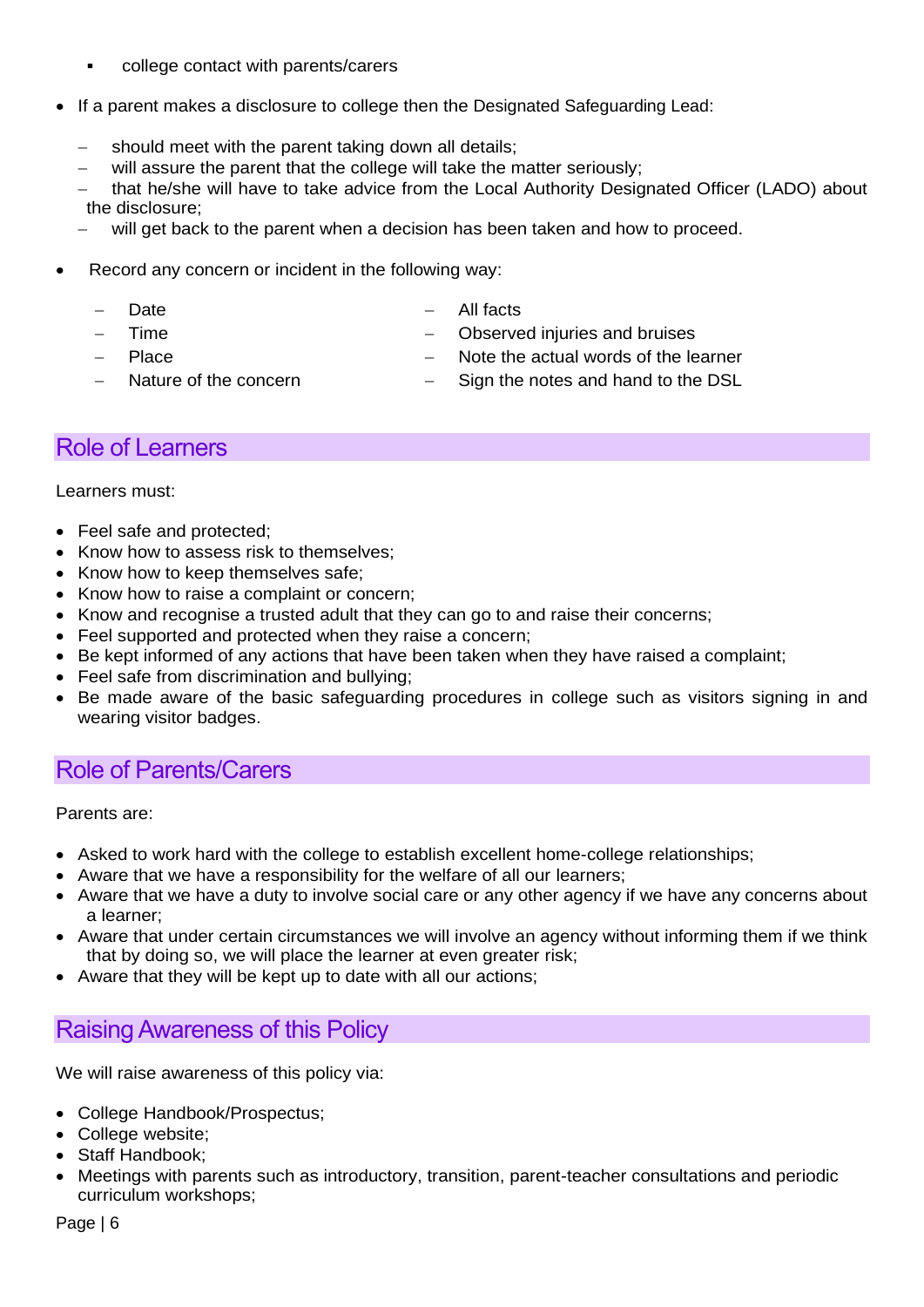- college contact with parents/carers

- If a parent makes a disclosure to college then the Designated Safeguarding Lead:
    - should meet with the parent taking down all details;
    - will assure the parent that the college will take the matter seriously;
    - that he/she will have to take advice from the Local Authority Designated Officer (LADO) about the disclosure;
    - will get back to the parent when a decision has been taken and how to proceed.

- Record any concern or incident in the following way:
    - Date
    - Time
    - Place
    - Nature of the concern
    - All facts
    - Observed injuries and bruises
    - Note the actual words of the learner
    - Sign the notes and hand to the DSL

## Role of Learners

Learners must:

- Feel safe and protected;
- Know how to assess risk to themselves;
- Know how to keep themselves safe;
- Know how to raise a complaint or concern;
- Know and recognise a trusted adult that they can go to and raise their concerns;
- Feel supported and protected when they raise a concern;
- Be kept informed of any actions that have been taken when they have raised a complaint;
- Feel safe from discrimination and bullying;
- Be made aware of the basic safeguarding procedures in college such as visitors signing in and wearing visitor badges.

## Role of Parents/Carers

Parents are:

- Asked to work hard with the college to establish excellent home-college relationships;
- Aware that we have a responsibility for the welfare of all our learners;
- Aware that we have a duty to involve social care or any other agency if we have any concerns about a learner;
- Aware that under certain circumstances we will involve an agency without informing them if we think that by doing so, we will place the learner at even greater risk;
- Aware that they will be kept up to date with all our actions;

## Raising Awareness of this Policy

We will raise awareness of this policy via:

- College Handbook/Prospectus;
- College website;
- Staff Handbook;
- Meetings with parents such as introductory, transition, parent-teacher consultations and periodic curriculum workshops;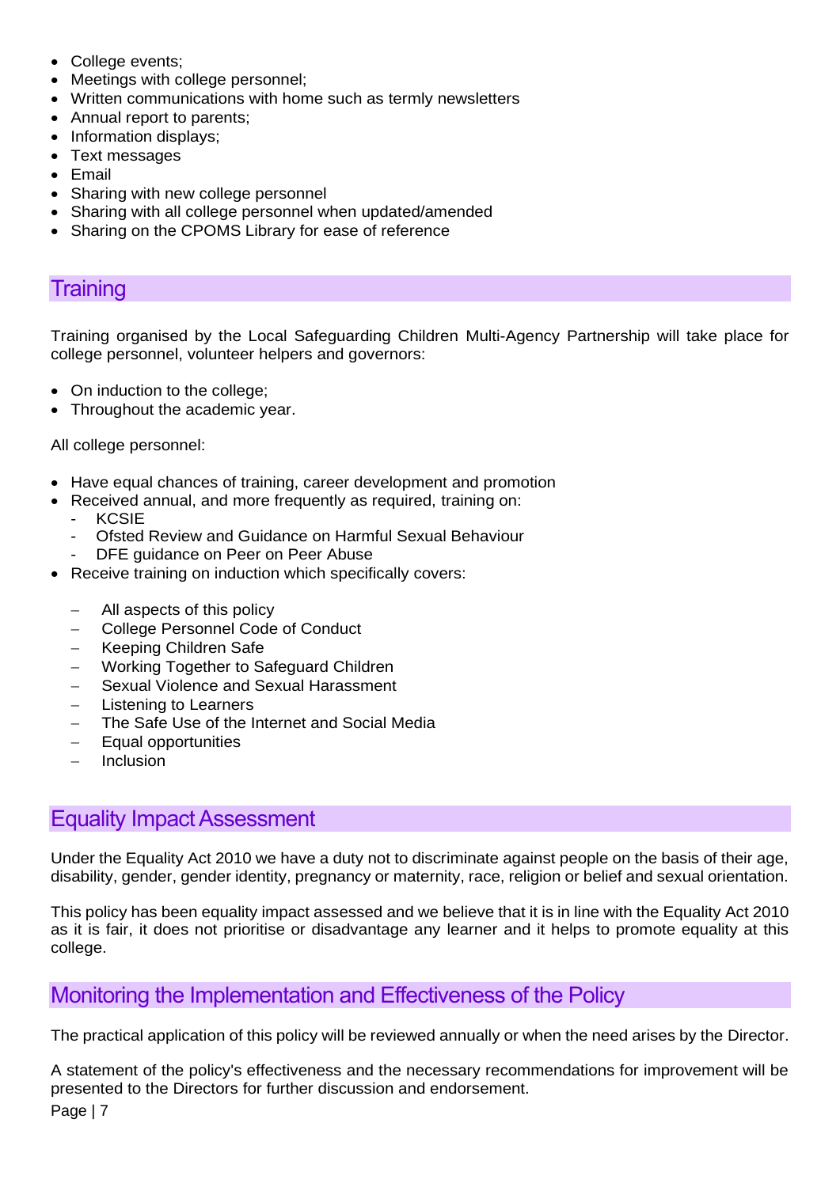- College events;
- Meetings with college personnel;
- Written communications with home such as termly newsletters
- Annual report to parents;
- Information displays;
- Text messages
- Email
- Sharing with new college personnel
- Sharing with all college personnel when updated/amended
- Sharing on the CPOMS Library for ease of reference

## Training

Training organised by the Local Safeguarding Children Multi-Agency Partnership will take place for college personnel, volunteer helpers and governors:

- On induction to the college;
- Throughout the academic year.

All college personnel:

- Have equal chances of training, career development and promotion
- Received annual, and more frequently as required, training on:
  - KCSIE
  - Ofsted Review and Guidance on Harmful Sexual Behaviour
  - DFE guidance on Peer on Peer Abuse
- Receive training on induction which specifically covers:
  - All aspects of this policy
  - College Personnel Code of Conduct
  - Keeping Children Safe
  - Working Together to Safeguard Children
  - Sexual Violence and Sexual Harassment
  - Listening to Learners
  - The Safe Use of the Internet and Social Media
  - Equal opportunities
  - Inclusion

## Equality Impact Assessment

Under the Equality Act 2010 we have a duty not to discriminate against people on the basis of their age, disability, gender, gender identity, pregnancy or maternity, race, religion or belief and sexual orientation.

This policy has been equality impact assessed and we believe that it is in line with the Equality Act 2010 as it is fair, it does not prioritise or disadvantage any learner and it helps to promote equality at this college.

## Monitoring the Implementation and Effectiveness of the Policy

The practical application of this policy will be reviewed annually or when the need arises by the Director.

A statement of the policy's effectiveness and the necessary recommendations for improvement will be presented to the Directors for further discussion and endorsement.